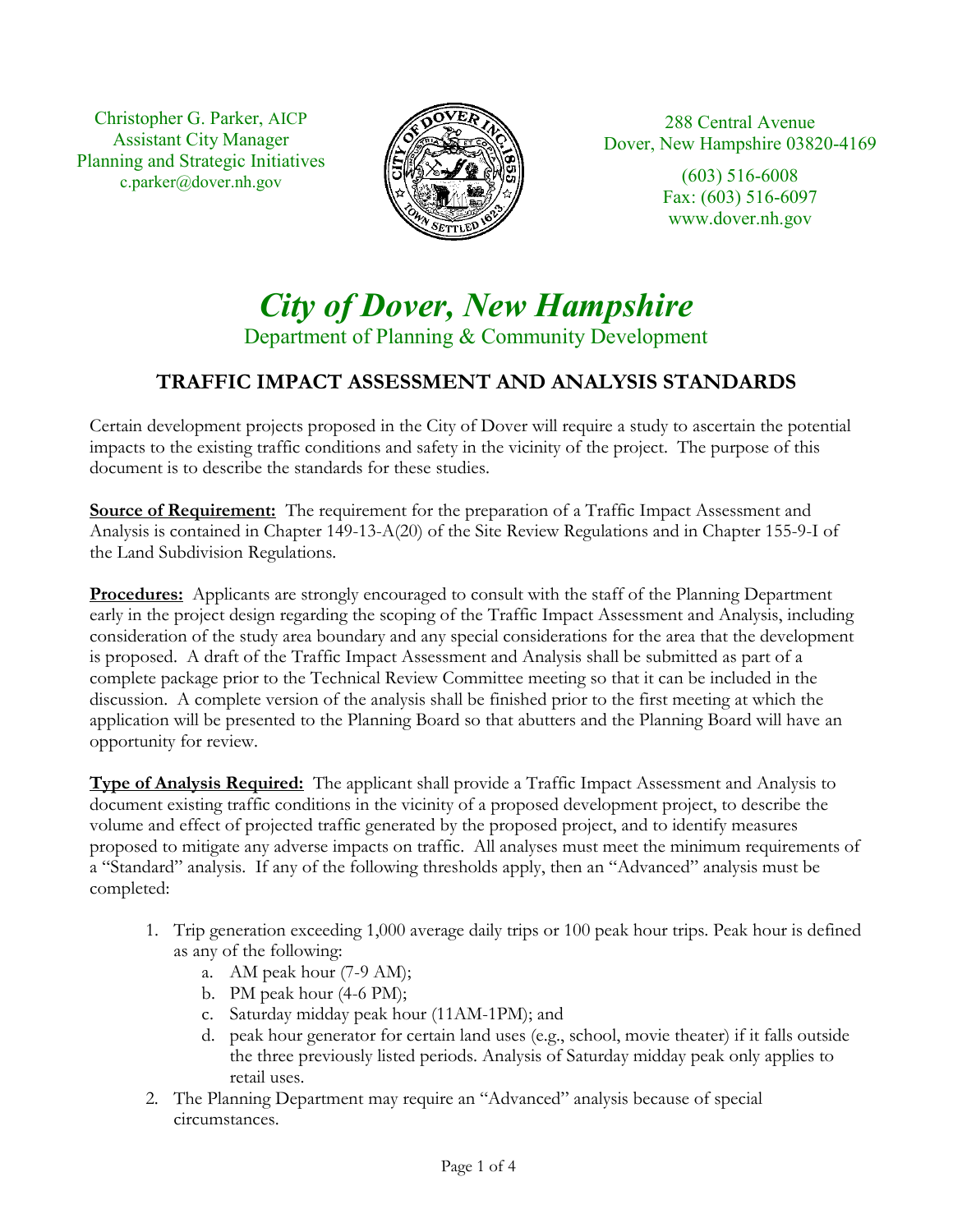Christopher G. Parker, AICP
Assistant City Manager
Planning and Strategic Initiatives
c.parker@dover.nh.gov

288 Central Avenue
Dover, New Hampshire 03820-4169

(603) 516-6008
Fax: (603) 516-6097
www.dover.nh.gov

# *City of Dover, New Hampshire*

Department of Planning & Community Development

## TRAFFIC IMPACT ASSESSMENT AND ANALYSIS STANDARDS

Certain development projects proposed in the City of Dover will require a study to ascertain the potential impacts to the existing traffic conditions and safety in the vicinity of the project. The purpose of this document is to describe the standards for these studies.

**Source of Requirement:** The requirement for the preparation of a Traffic Impact Assessment and Analysis is contained in Chapter 149-13-A(20) of the Site Review Regulations and in Chapter 155-9-I of the Land Subdivision Regulations.

**Procedures:** Applicants are strongly encouraged to consult with the staff of the Planning Department early in the project design regarding the scoping of the Traffic Impact Assessment and Analysis, including consideration of the study area boundary and any special considerations for the area that the development is proposed. A draft of the Traffic Impact Assessment and Analysis shall be submitted as part of a complete package prior to the Technical Review Committee meeting so that it can be included in the discussion. A complete version of the analysis shall be finished prior to the first meeting at which the application will be presented to the Planning Board so that abutters and the Planning Board will have an opportunity for review.

**Type of Analysis Required:** The applicant shall provide a Traffic Impact Assessment and Analysis to document existing traffic conditions in the vicinity of a proposed development project, to describe the volume and effect of projected traffic generated by the proposed project, and to identify measures proposed to mitigate any adverse impacts on traffic. All analyses must meet the minimum requirements of a "Standard" analysis. If any of the following thresholds apply, then an "Advanced" analysis must be completed:

1. Trip generation exceeding 1,000 average daily trips or 100 peak hour trips. Peak hour is defined as any of the following:
   a. AM peak hour (7-9 AM);
   b. PM peak hour (4-6 PM);
   c. Saturday midday peak hour (11AM-1PM); and
   d. peak hour generator for certain land uses (e.g., school, movie theater) if it falls outside the three previously listed periods. Analysis of Saturday midday peak only applies to retail uses.
2. The Planning Department may require an "Advanced" analysis because of special circumstances.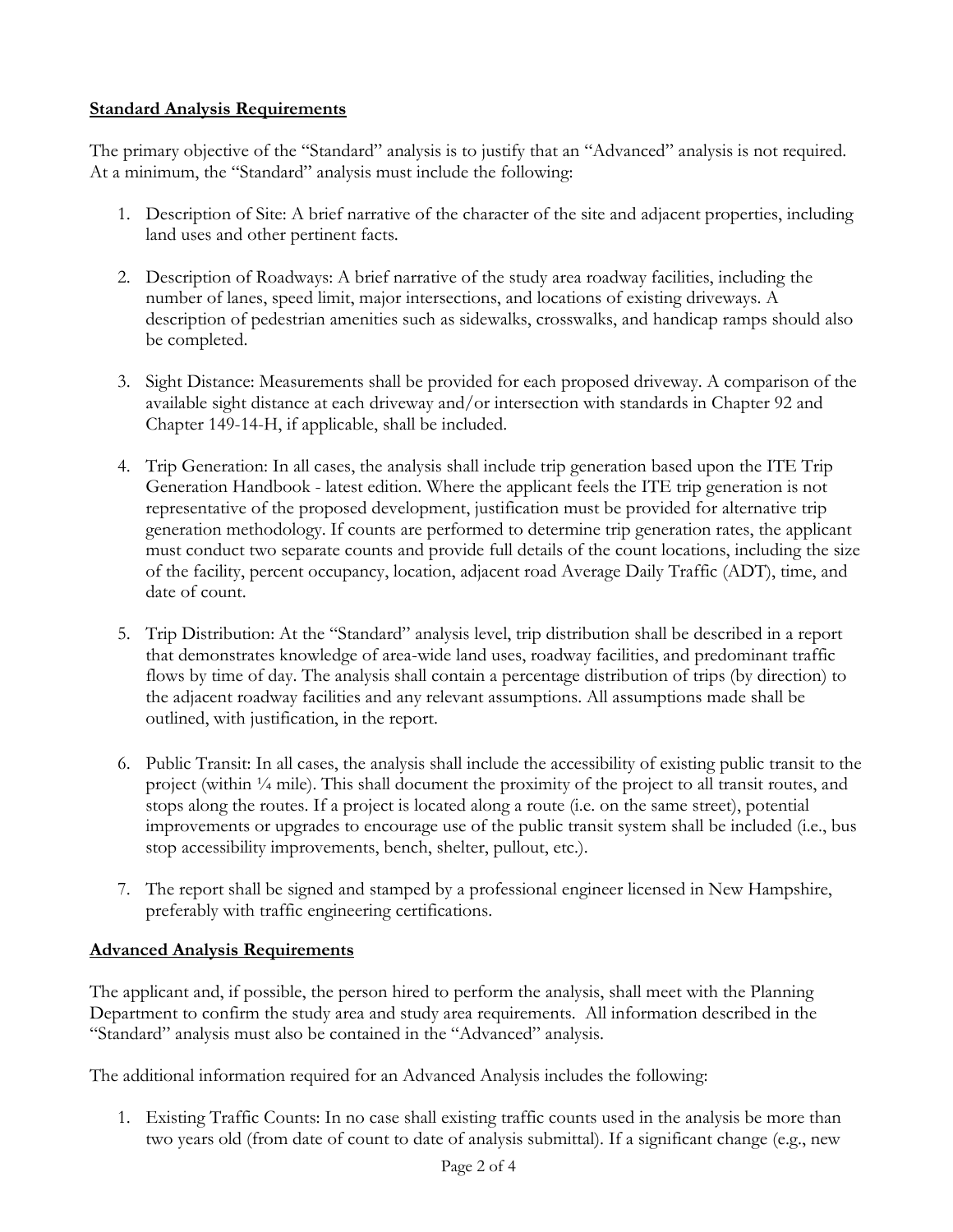**Standard Analysis Requirements**

The primary objective of the "Standard" analysis is to justify that an "Advanced" analysis is not required. At a minimum, the "Standard" analysis must include the following:

1. Description of Site: A brief narrative of the character of the site and adjacent properties, including land uses and other pertinent facts.

2. Description of Roadways: A brief narrative of the study area roadway facilities, including the number of lanes, speed limit, major intersections, and locations of existing driveways. A description of pedestrian amenities such as sidewalks, crosswalks, and handicap ramps should also be completed.

3. Sight Distance: Measurements shall be provided for each proposed driveway. A comparison of the available sight distance at each driveway and/or intersection with standards in Chapter 92 and Chapter 149-14-H, if applicable, shall be included.

4. Trip Generation: In all cases, the analysis shall include trip generation based upon the ITE Trip Generation Handbook - latest edition. Where the applicant feels the ITE trip generation is not representative of the proposed development, justification must be provided for alternative trip generation methodology. If counts are performed to determine trip generation rates, the applicant must conduct two separate counts and provide full details of the count locations, including the size of the facility, percent occupancy, location, adjacent road Average Daily Traffic (ADT), time, and date of count.

5. Trip Distribution: At the "Standard" analysis level, trip distribution shall be described in a report that demonstrates knowledge of area-wide land uses, roadway facilities, and predominant traffic flows by time of day. The analysis shall contain a percentage distribution of trips (by direction) to the adjacent roadway facilities and any relevant assumptions. All assumptions made shall be outlined, with justification, in the report.

6. Public Transit: In all cases, the analysis shall include the accessibility of existing public transit to the project (within ¼ mile). This shall document the proximity of the project to all transit routes, and stops along the routes. If a project is located along a route (i.e. on the same street), potential improvements or upgrades to encourage use of the public transit system shall be included (i.e., bus stop accessibility improvements, bench, shelter, pullout, etc.).

7. The report shall be signed and stamped by a professional engineer licensed in New Hampshire, preferably with traffic engineering certifications.

**Advanced Analysis Requirements**

The applicant and, if possible, the person hired to perform the analysis, shall meet with the Planning Department to confirm the study area and study area requirements. All information described in the "Standard" analysis must also be contained in the "Advanced" analysis.

The additional information required for an Advanced Analysis includes the following:

1. Existing Traffic Counts: In no case shall existing traffic counts used in the analysis be more than two years old (from date of count to date of analysis submittal). If a significant change (e.g., new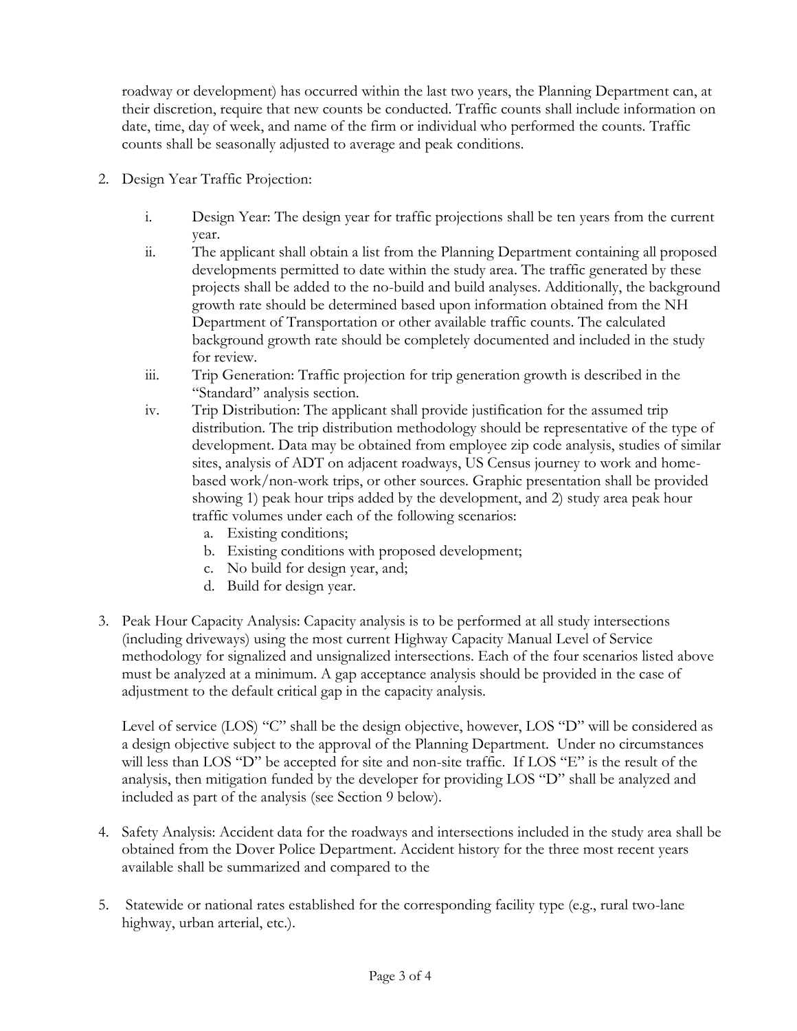roadway or development) has occurred within the last two years, the Planning Department can, at their discretion, require that new counts be conducted. Traffic counts shall include information on date, time, day of week, and name of the firm or individual who performed the counts. Traffic counts shall be seasonally adjusted to average and peak conditions.

2. Design Year Traffic Projection:

   i. Design Year: The design year for traffic projections shall be ten years from the current year.

   ii. The applicant shall obtain a list from the Planning Department containing all proposed developments permitted to date within the study area. The traffic generated by these projects shall be added to the no-build and build analyses. Additionally, the background growth rate should be determined based upon information obtained from the NH Department of Transportation or other available traffic counts. The calculated background growth rate should be completely documented and included in the study for review.

   iii. Trip Generation: Traffic projection for trip generation growth is described in the "Standard" analysis section.

   iv. Trip Distribution: The applicant shall provide justification for the assumed trip distribution. The trip distribution methodology should be representative of the type of development. Data may be obtained from employee zip code analysis, studies of similar sites, analysis of ADT on adjacent roadways, US Census journey to work and home-based work/non-work trips, or other sources. Graphic presentation shall be provided showing 1) peak hour trips added by the development, and 2) study area peak hour traffic volumes under each of the following scenarios:
      a. Existing conditions;
      b. Existing conditions with proposed development;
      c. No build for design year, and;
      d. Build for design year.

3. Peak Hour Capacity Analysis: Capacity analysis is to be performed at all study intersections (including driveways) using the most current Highway Capacity Manual Level of Service methodology for signalized and unsignalized intersections. Each of the four scenarios listed above must be analyzed at a minimum. A gap acceptance analysis should be provided in the case of adjustment to the default critical gap in the capacity analysis.

   Level of service (LOS) "C" shall be the design objective, however, LOS "D" will be considered as a design objective subject to the approval of the Planning Department. Under no circumstances will less than LOS "D" be accepted for site and non-site traffic. If LOS "E" is the result of the analysis, then mitigation funded by the developer for providing LOS "D" shall be analyzed and included as part of the analysis (see Section 9 below).

4. Safety Analysis: Accident data for the roadways and intersections included in the study area shall be obtained from the Dover Police Department. Accident history for the three most recent years available shall be summarized and compared to the

5. Statewide or national rates established for the corresponding facility type (e.g., rural two-lane highway, urban arterial, etc.).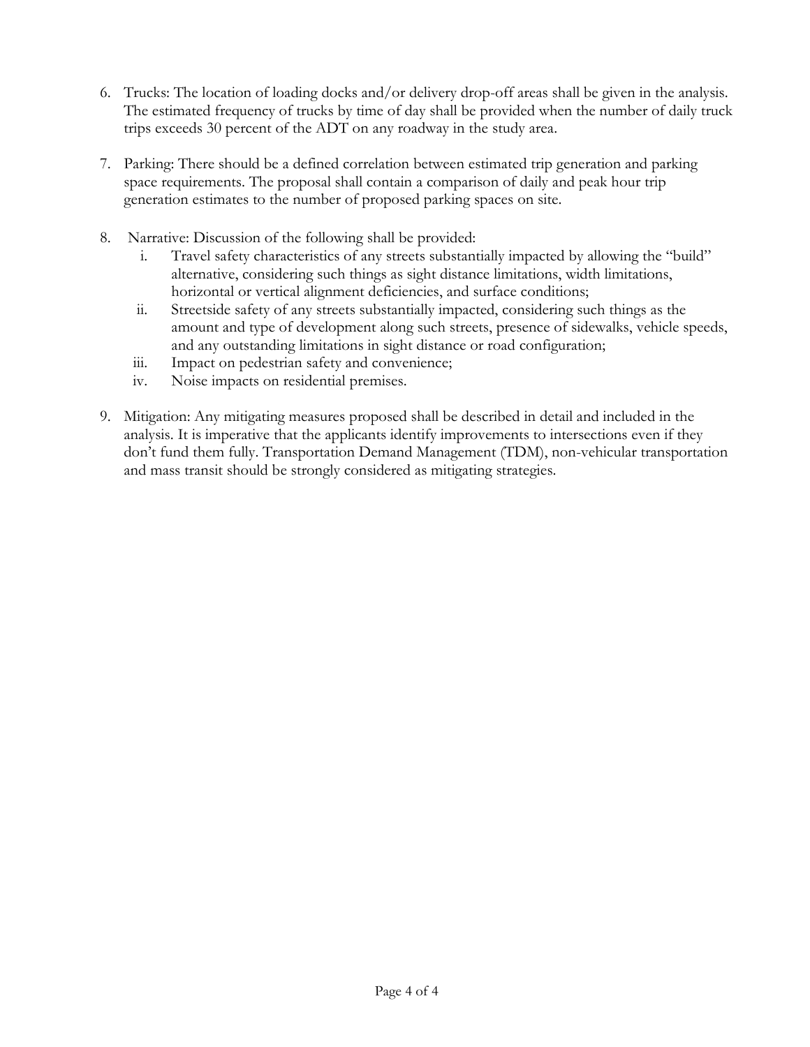6. Trucks: The location of loading docks and/or delivery drop-off areas shall be given in the analysis. The estimated frequency of trucks by time of day shall be provided when the number of daily truck trips exceeds 30 percent of the ADT on any roadway in the study area.

7. Parking: There should be a defined correlation between estimated trip generation and parking space requirements. The proposal shall contain a comparison of daily and peak hour trip generation estimates to the number of proposed parking spaces on site.

8. Narrative: Discussion of the following shall be provided:
   i. Travel safety characteristics of any streets substantially impacted by allowing the "build" alternative, considering such things as sight distance limitations, width limitations, horizontal or vertical alignment deficiencies, and surface conditions;
   ii. Streetside safety of any streets substantially impacted, considering such things as the amount and type of development along such streets, presence of sidewalks, vehicle speeds, and any outstanding limitations in sight distance or road configuration;
   iii. Impact on pedestrian safety and convenience;
   iv. Noise impacts on residential premises.

9. Mitigation: Any mitigating measures proposed shall be described in detail and included in the analysis. It is imperative that the applicants identify improvements to intersections even if they don't fund them fully. Transportation Demand Management (TDM), non-vehicular transportation and mass transit should be strongly considered as mitigating strategies.